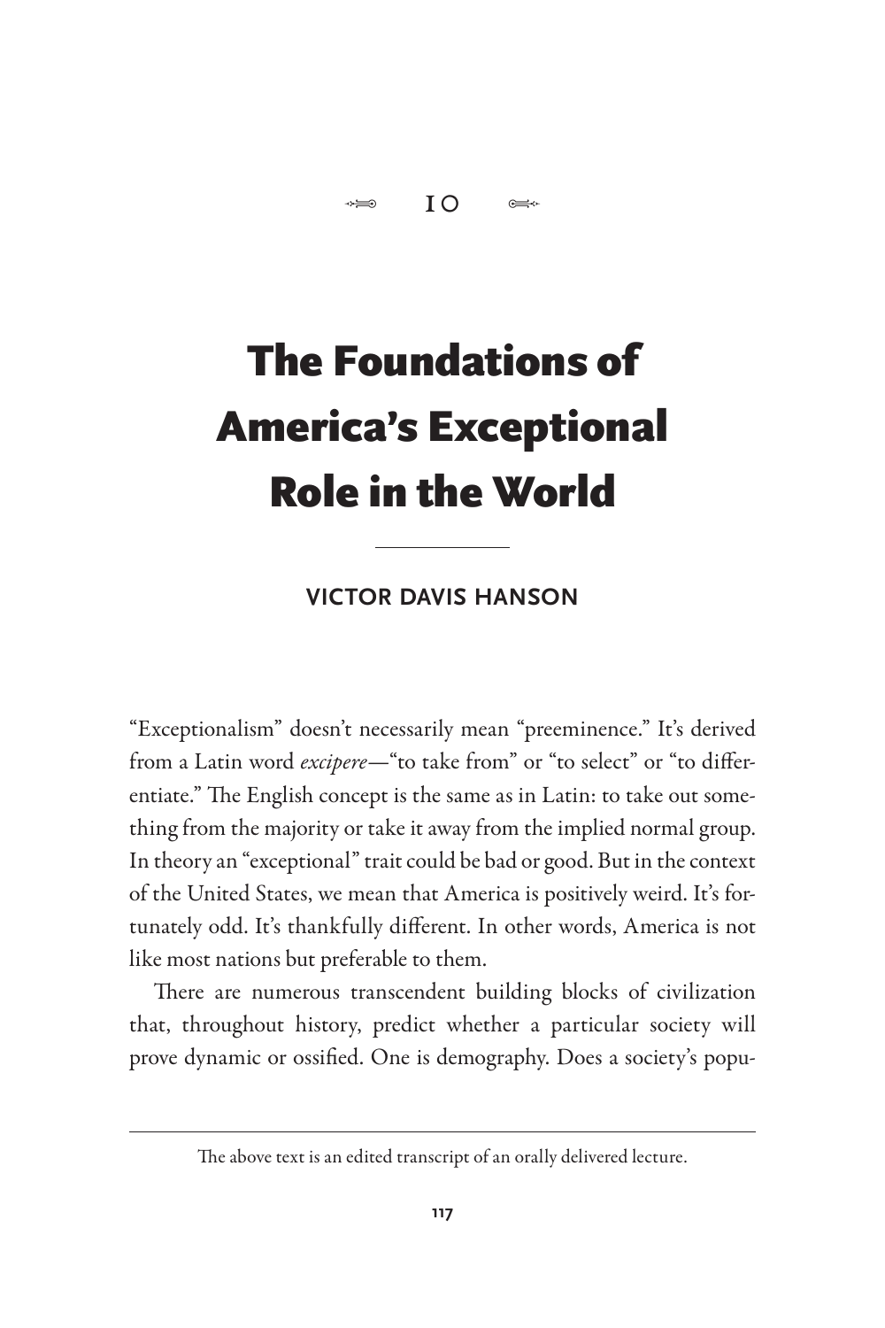10

# The Foundations of America's Exceptional Role in the World

VICTOR DAVIS HANSON

"Exceptionalism" doesn't necessarily mean "preeminence." It's derived from a Latin word *excipere*—"to take from" or "to select" or "to differentiate." The English concept is the same as in Latin: to take out something from the majority or take it away from the implied normal group. In theory an "exceptional" trait could be bad or good. But in the context of the United States, we mean that America is positively weird. It's fortunately odd. It's thankfully different. In other words, America is not like most nations but preferable to them.

There are numerous transcendent building blocks of civilization that, throughout history, predict whether a particular society will prove dynamic or ossified. One is demography. Does a society's popu-

---

The above text is an edited transcript of an orally delivered lecture.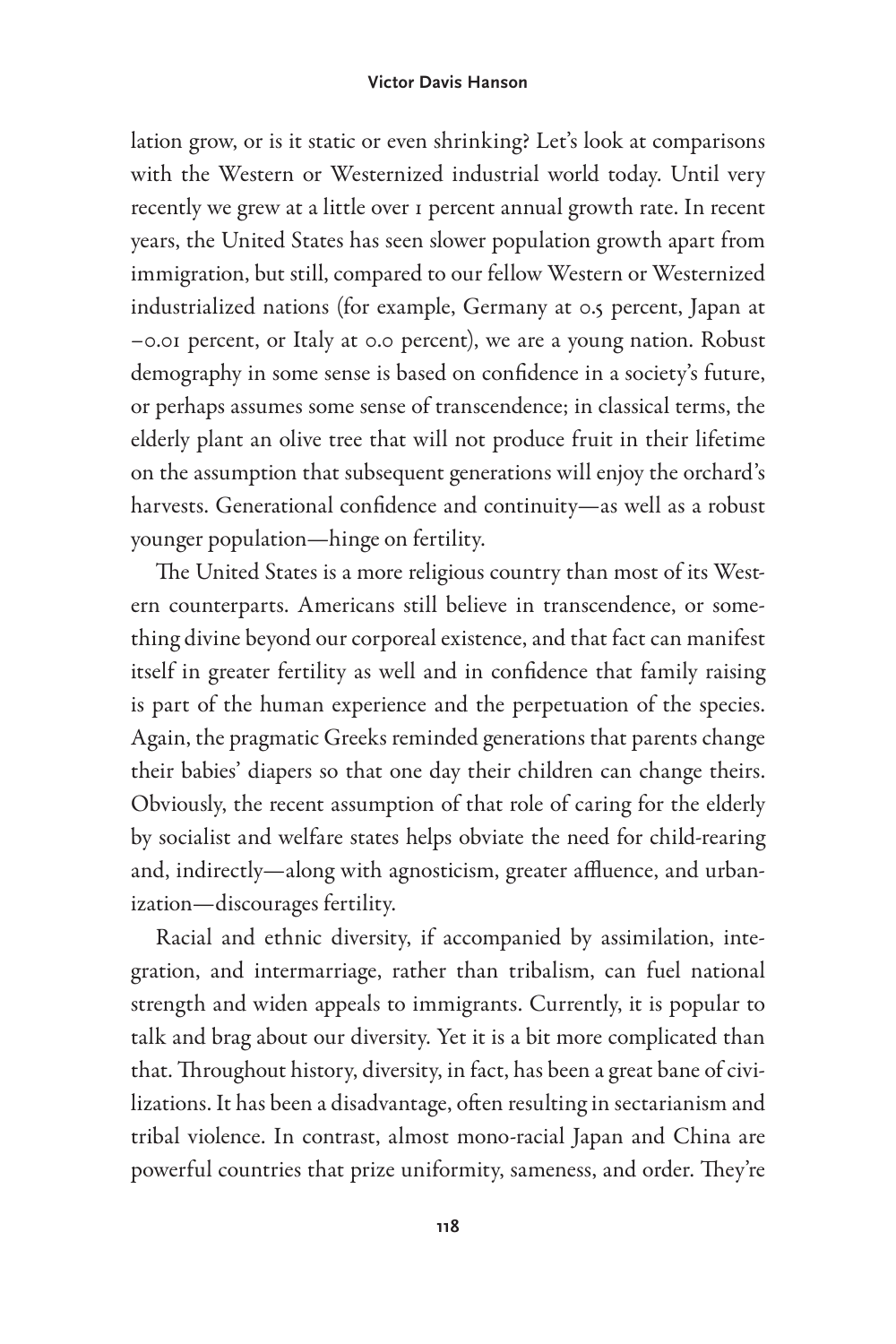lation grow, or is it static or even shrinking? Let's look at comparisons with the Western or Westernized industrial world today. Until very recently we grew at a little over 1 percent annual growth rate. In recent years, the United States has seen slower population growth apart from immigration, but still, compared to our fellow Western or Westernized industrialized nations (for example, Germany at 0.5 percent, Japan at −0.01 percent, or Italy at 0.0 percent), we are a young nation. Robust demography in some sense is based on confidence in a society's future, or perhaps assumes some sense of transcendence; in classical terms, the elderly plant an olive tree that will not produce fruit in their lifetime on the assumption that subsequent generations will enjoy the orchard's harvests. Generational confidence and continuity—as well as a robust younger population—hinge on fertility.

The United States is a more religious country than most of its Western counterparts. Americans still believe in transcendence, or something divine beyond our corporeal existence, and that fact can manifest itself in greater fertility as well and in confidence that family raising is part of the human experience and the perpetuation of the species. Again, the pragmatic Greeks reminded generations that parents change their babies' diapers so that one day their children can change theirs. Obviously, the recent assumption of that role of caring for the elderly by socialist and welfare states helps obviate the need for child-rearing and, indirectly—along with agnosticism, greater affluence, and urbanization—discourages fertility.

Racial and ethnic diversity, if accompanied by assimilation, integration, and intermarriage, rather than tribalism, can fuel national strength and widen appeals to immigrants. Currently, it is popular to talk and brag about our diversity. Yet it is a bit more complicated than that. Throughout history, diversity, in fact, has been a great bane of civilizations. It has been a disadvantage, often resulting in sectarianism and tribal violence. In contrast, almost mono-racial Japan and China are powerful countries that prize uniformity, sameness, and order. They're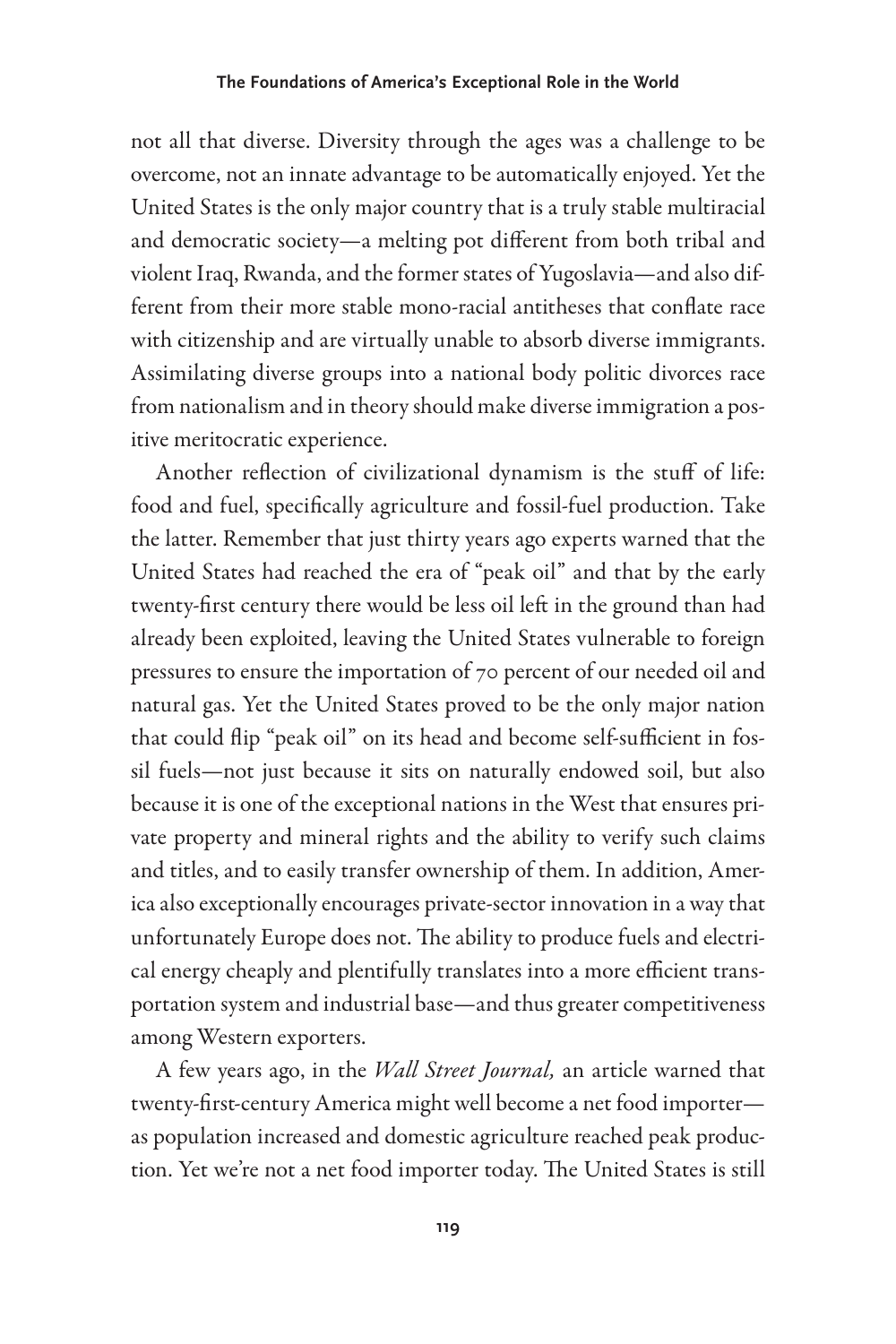not all that diverse. Diversity through the ages was a challenge to be overcome, not an innate advantage to be automatically enjoyed. Yet the United States is the only major country that is a truly stable multiracial and democratic society—a melting pot different from both tribal and violent Iraq, Rwanda, and the former states of Yugoslavia—and also different from their more stable mono-racial antitheses that conflate race with citizenship and are virtually unable to absorb diverse immigrants. Assimilating diverse groups into a national body politic divorces race from nationalism and in theory should make diverse immigration a positive meritocratic experience.

Another reflection of civilizational dynamism is the stuff of life: food and fuel, specifically agriculture and fossil-fuel production. Take the latter. Remember that just thirty years ago experts warned that the United States had reached the era of "peak oil" and that by the early twenty-first century there would be less oil left in the ground than had already been exploited, leaving the United States vulnerable to foreign pressures to ensure the importation of 70 percent of our needed oil and natural gas. Yet the United States proved to be the only major nation that could flip "peak oil" on its head and become self-sufficient in fossil fuels—not just because it sits on naturally endowed soil, but also because it is one of the exceptional nations in the West that ensures private property and mineral rights and the ability to verify such claims and titles, and to easily transfer ownership of them. In addition, America also exceptionally encourages private-sector innovation in a way that unfortunately Europe does not. The ability to produce fuels and electrical energy cheaply and plentifully translates into a more efficient transportation system and industrial base—and thus greater competitiveness among Western exporters.

A few years ago, in the *Wall Street Journal,* an article warned that twenty-first-century America might well become a net food importer—as population increased and domestic agriculture reached peak production. Yet we're not a net food importer today. The United States is still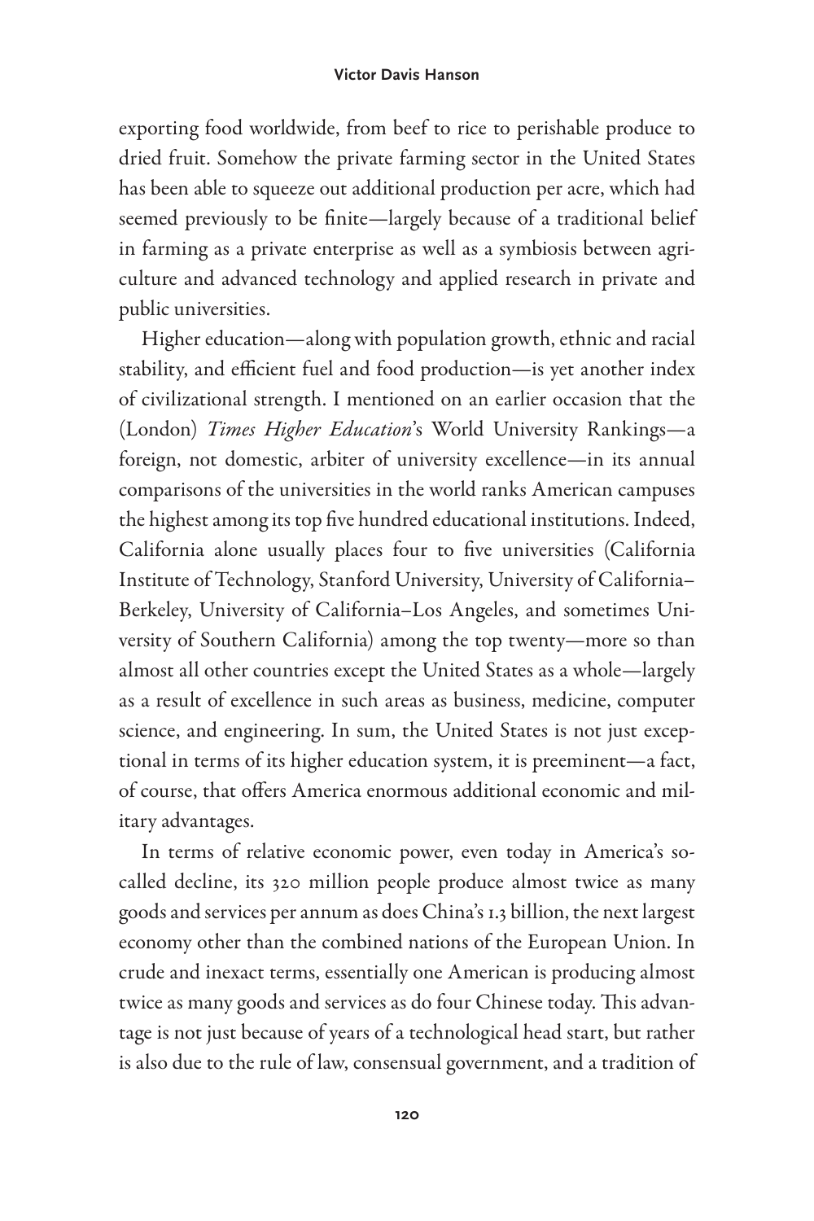exporting food worldwide, from beef to rice to perishable produce to dried fruit. Somehow the private farming sector in the United States has been able to squeeze out additional production per acre, which had seemed previously to be finite—largely because of a traditional belief in farming as a private enterprise as well as a symbiosis between agriculture and advanced technology and applied research in private and public universities.

Higher education—along with population growth, ethnic and racial stability, and efficient fuel and food production—is yet another index of civilizational strength. I mentioned on an earlier occasion that the (London) *Times Higher Education*'s World University Rankings—a foreign, not domestic, arbiter of university excellence—in its annual comparisons of the universities in the world ranks American campuses the highest among its top five hundred educational institutions. Indeed, California alone usually places four to five universities (California Institute of Technology, Stanford University, University of California–Berkeley, University of California–Los Angeles, and sometimes University of Southern California) among the top twenty—more so than almost all other countries except the United States as a whole—largely as a result of excellence in such areas as business, medicine, computer science, and engineering. In sum, the United States is not just exceptional in terms of its higher education system, it is preeminent—a fact, of course, that offers America enormous additional economic and military advantages.

In terms of relative economic power, even today in America's so-called decline, its 320 million people produce almost twice as many goods and services per annum as does China's 1.3 billion, the next largest economy other than the combined nations of the European Union. In crude and inexact terms, essentially one American is producing almost twice as many goods and services as do four Chinese today. This advantage is not just because of years of a technological head start, but rather is also due to the rule of law, consensual government, and a tradition of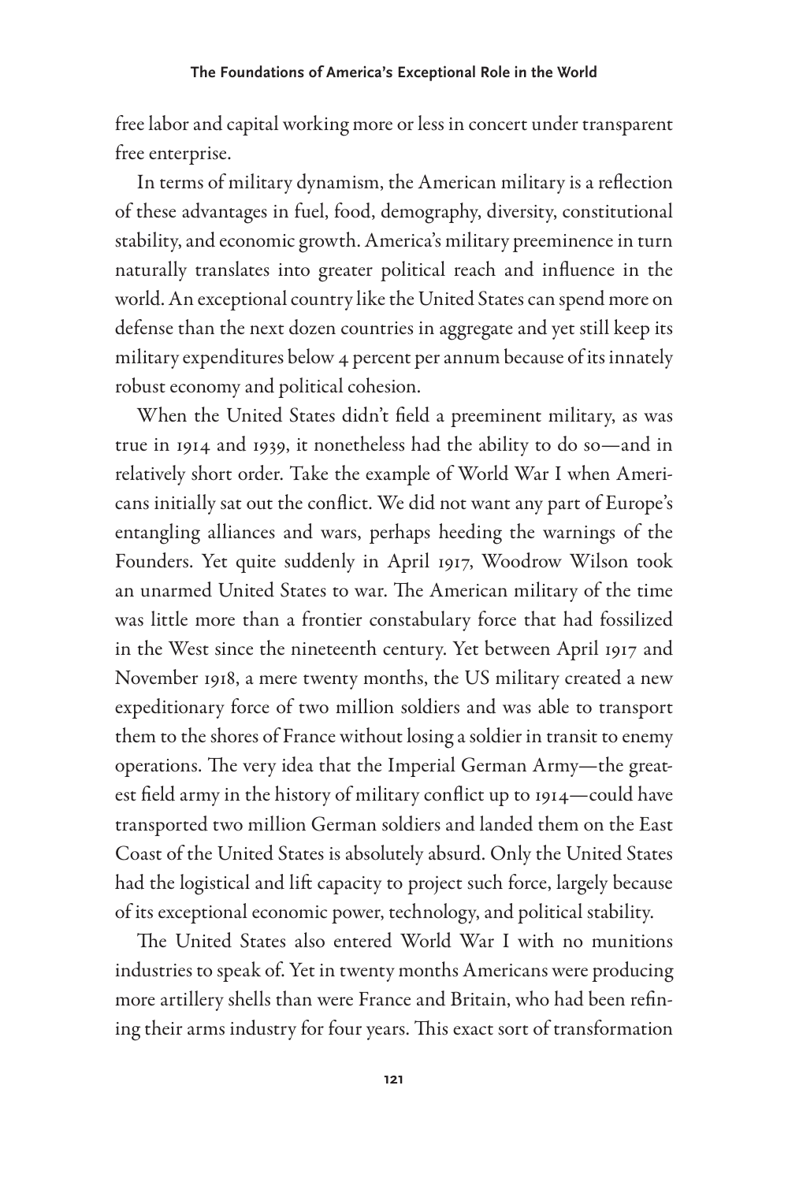free labor and capital working more or less in concert under transparent free enterprise.

In terms of military dynamism, the American military is a reflection of these advantages in fuel, food, demography, diversity, constitutional stability, and economic growth. America's military preeminence in turn naturally translates into greater political reach and influence in the world. An exceptional country like the United States can spend more on defense than the next dozen countries in aggregate and yet still keep its military expenditures below 4 percent per annum because of its innately robust economy and political cohesion.

When the United States didn't field a preeminent military, as was true in 1914 and 1939, it nonetheless had the ability to do so—and in relatively short order. Take the example of World War I when Americans initially sat out the conflict. We did not want any part of Europe's entangling alliances and wars, perhaps heeding the warnings of the Founders. Yet quite suddenly in April 1917, Woodrow Wilson took an unarmed United States to war. The American military of the time was little more than a frontier constabulary force that had fossilized in the West since the nineteenth century. Yet between April 1917 and November 1918, a mere twenty months, the US military created a new expeditionary force of two million soldiers and was able to transport them to the shores of France without losing a soldier in transit to enemy operations. The very idea that the Imperial German Army—the greatest field army in the history of military conflict up to 1914—could have transported two million German soldiers and landed them on the East Coast of the United States is absolutely absurd. Only the United States had the logistical and lift capacity to project such force, largely because of its exceptional economic power, technology, and political stability.

The United States also entered World War I with no munitions industries to speak of. Yet in twenty months Americans were producing more artillery shells than were France and Britain, who had been refining their arms industry for four years. This exact sort of transformation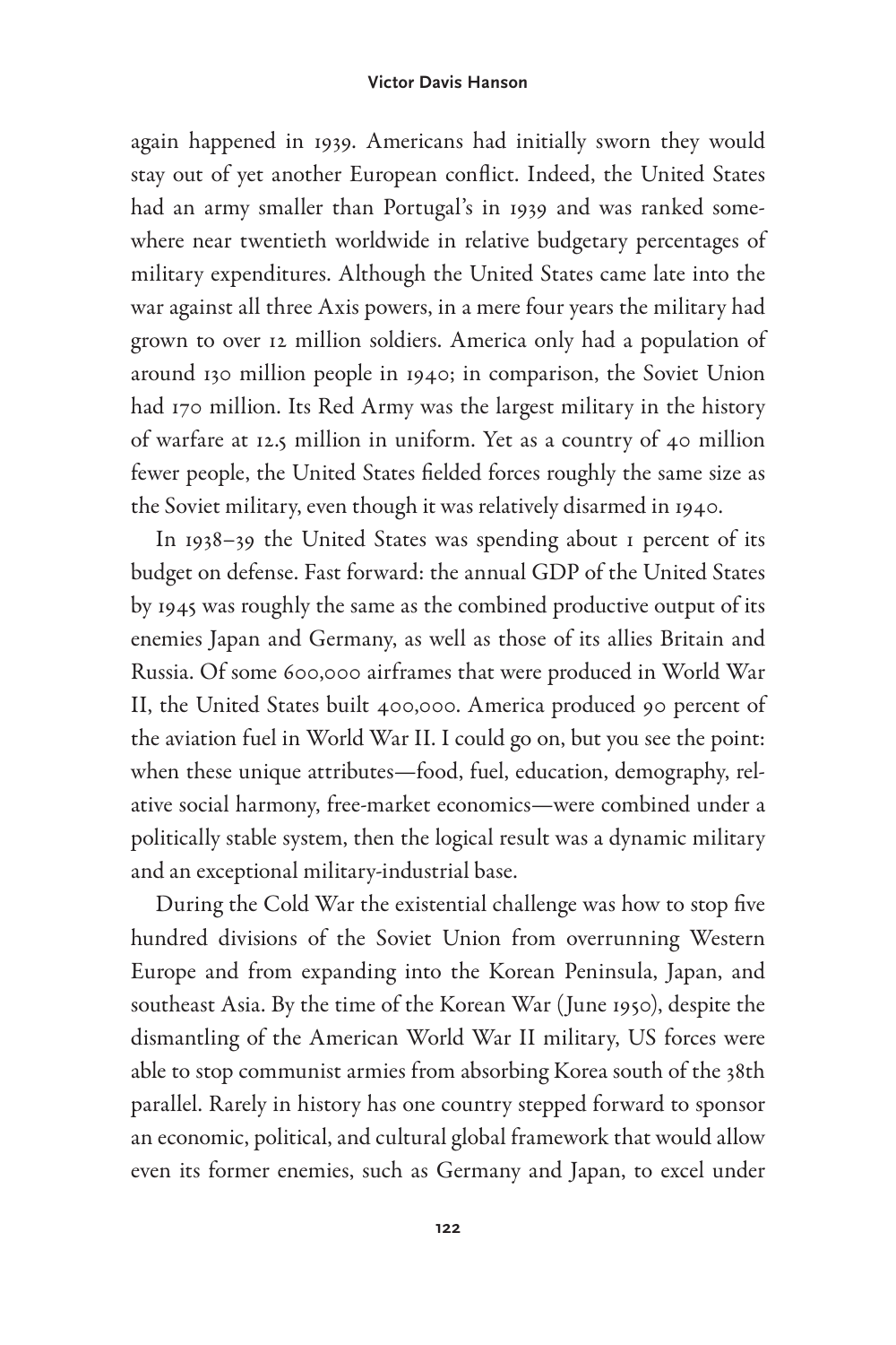again happened in 1939. Americans had initially sworn they would stay out of yet another European conflict. Indeed, the United States had an army smaller than Portugal's in 1939 and was ranked somewhere near twentieth worldwide in relative budgetary percentages of military expenditures. Although the United States came late into the war against all three Axis powers, in a mere four years the military had grown to over 12 million soldiers. America only had a population of around 130 million people in 1940; in comparison, the Soviet Union had 170 million. Its Red Army was the largest military in the history of warfare at 12.5 million in uniform. Yet as a country of 40 million fewer people, the United States fielded forces roughly the same size as the Soviet military, even though it was relatively disarmed in 1940.

In 1938–39 the United States was spending about 1 percent of its budget on defense. Fast forward: the annual GDP of the United States by 1945 was roughly the same as the combined productive output of its enemies Japan and Germany, as well as those of its allies Britain and Russia. Of some 600,000 airframes that were produced in World War II, the United States built 400,000. America produced 90 percent of the aviation fuel in World War II. I could go on, but you see the point: when these unique attributes—food, fuel, education, demography, relative social harmony, free-market economics—were combined under a politically stable system, then the logical result was a dynamic military and an exceptional military-industrial base.

During the Cold War the existential challenge was how to stop five hundred divisions of the Soviet Union from overrunning Western Europe and from expanding into the Korean Peninsula, Japan, and southeast Asia. By the time of the Korean War (June 1950), despite the dismantling of the American World War II military, US forces were able to stop communist armies from absorbing Korea south of the 38th parallel. Rarely in history has one country stepped forward to sponsor an economic, political, and cultural global framework that would allow even its former enemies, such as Germany and Japan, to excel under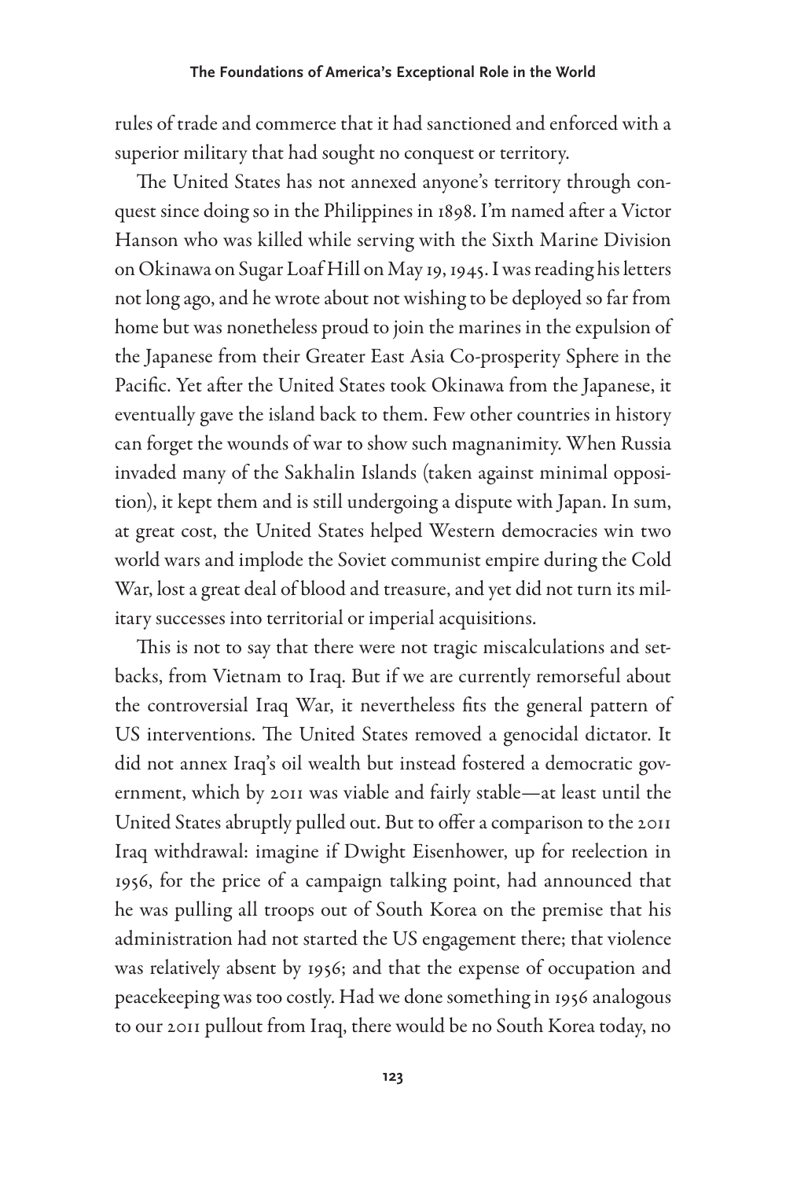rules of trade and commerce that it had sanctioned and enforced with a superior military that had sought no conquest or territory.

The United States has not annexed anyone's territory through conquest since doing so in the Philippines in 1898. I'm named after a Victor Hanson who was killed while serving with the Sixth Marine Division on Okinawa on Sugar Loaf Hill on May 19, 1945. I was reading his letters not long ago, and he wrote about not wishing to be deployed so far from home but was nonetheless proud to join the marines in the expulsion of the Japanese from their Greater East Asia Co-prosperity Sphere in the Pacific. Yet after the United States took Okinawa from the Japanese, it eventually gave the island back to them. Few other countries in history can forget the wounds of war to show such magnanimity. When Russia invaded many of the Sakhalin Islands (taken against minimal opposition), it kept them and is still undergoing a dispute with Japan. In sum, at great cost, the United States helped Western democracies win two world wars and implode the Soviet communist empire during the Cold War, lost a great deal of blood and treasure, and yet did not turn its military successes into territorial or imperial acquisitions.

This is not to say that there were not tragic miscalculations and setbacks, from Vietnam to Iraq. But if we are currently remorseful about the controversial Iraq War, it nevertheless fits the general pattern of US interventions. The United States removed a genocidal dictator. It did not annex Iraq's oil wealth but instead fostered a democratic government, which by 2011 was viable and fairly stable—at least until the United States abruptly pulled out. But to offer a comparison to the 2011 Iraq withdrawal: imagine if Dwight Eisenhower, up for reelection in 1956, for the price of a campaign talking point, had announced that he was pulling all troops out of South Korea on the premise that his administration had not started the US engagement there; that violence was relatively absent by 1956; and that the expense of occupation and peacekeeping was too costly. Had we done something in 1956 analogous to our 2011 pullout from Iraq, there would be no South Korea today, no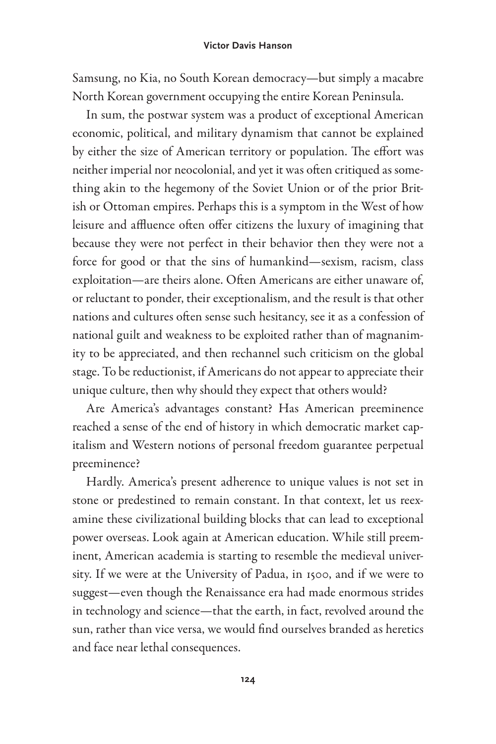Samsung, no Kia, no South Korean democracy—but simply a macabre North Korean government occupying the entire Korean Peninsula.

In sum, the postwar system was a product of exceptional American economic, political, and military dynamism that cannot be explained by either the size of American territory or population. The effort was neither imperial nor neocolonial, and yet it was often critiqued as something akin to the hegemony of the Soviet Union or of the prior British or Ottoman empires. Perhaps this is a symptom in the West of how leisure and affluence often offer citizens the luxury of imagining that because they were not perfect in their behavior then they were not a force for good or that the sins of humankind—sexism, racism, class exploitation—are theirs alone. Often Americans are either unaware of, or reluctant to ponder, their exceptionalism, and the result is that other nations and cultures often sense such hesitancy, see it as a confession of national guilt and weakness to be exploited rather than of magnanimity to be appreciated, and then rechannel such criticism on the global stage. To be reductionist, if Americans do not appear to appreciate their unique culture, then why should they expect that others would?

Are America's advantages constant? Has American preeminence reached a sense of the end of history in which democratic market capitalism and Western notions of personal freedom guarantee perpetual preeminence?

Hardly. America's present adherence to unique values is not set in stone or predestined to remain constant. In that context, let us reexamine these civilizational building blocks that can lead to exceptional power overseas. Look again at American education. While still preeminent, American academia is starting to resemble the medieval university. If we were at the University of Padua, in 1500, and if we were to suggest—even though the Renaissance era had made enormous strides in technology and science—that the earth, in fact, revolved around the sun, rather than vice versa, we would find ourselves branded as heretics and face near lethal consequences.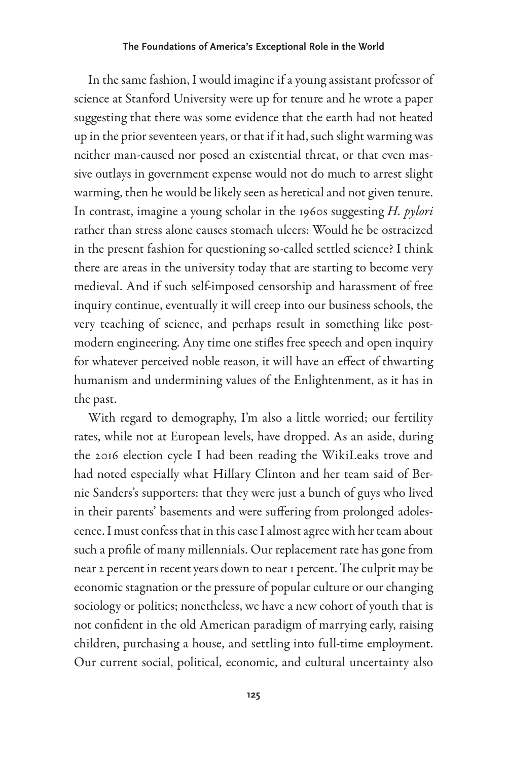In the same fashion, I would imagine if a young assistant professor of science at Stanford University were up for tenure and he wrote a paper suggesting that there was some evidence that the earth had not heated up in the prior seventeen years, or that if it had, such slight warming was neither man-caused nor posed an existential threat, or that even massive outlays in government expense would not do much to arrest slight warming, then he would be likely seen as heretical and not given tenure. In contrast, imagine a young scholar in the 1960s suggesting *H. pylori* rather than stress alone causes stomach ulcers: Would he be ostracized in the present fashion for questioning so-called settled science? I think there are areas in the university today that are starting to become very medieval. And if such self-imposed censorship and harassment of free inquiry continue, eventually it will creep into our business schools, the very teaching of science, and perhaps result in something like postmodern engineering. Any time one stifles free speech and open inquiry for whatever perceived noble reason, it will have an effect of thwarting humanism and undermining values of the Enlightenment, as it has in the past.

With regard to demography, I'm also a little worried; our fertility rates, while not at European levels, have dropped. As an aside, during the 2016 election cycle I had been reading the WikiLeaks trove and had noted especially what Hillary Clinton and her team said of Bernie Sanders's supporters: that they were just a bunch of guys who lived in their parents' basements and were suffering from prolonged adolescence. I must confess that in this case I almost agree with her team about such a profile of many millennials. Our replacement rate has gone from near 2 percent in recent years down to near 1 percent. The culprit may be economic stagnation or the pressure of popular culture or our changing sociology or politics; nonetheless, we have a new cohort of youth that is not confident in the old American paradigm of marrying early, raising children, purchasing a house, and settling into full-time employment. Our current social, political, economic, and cultural uncertainty also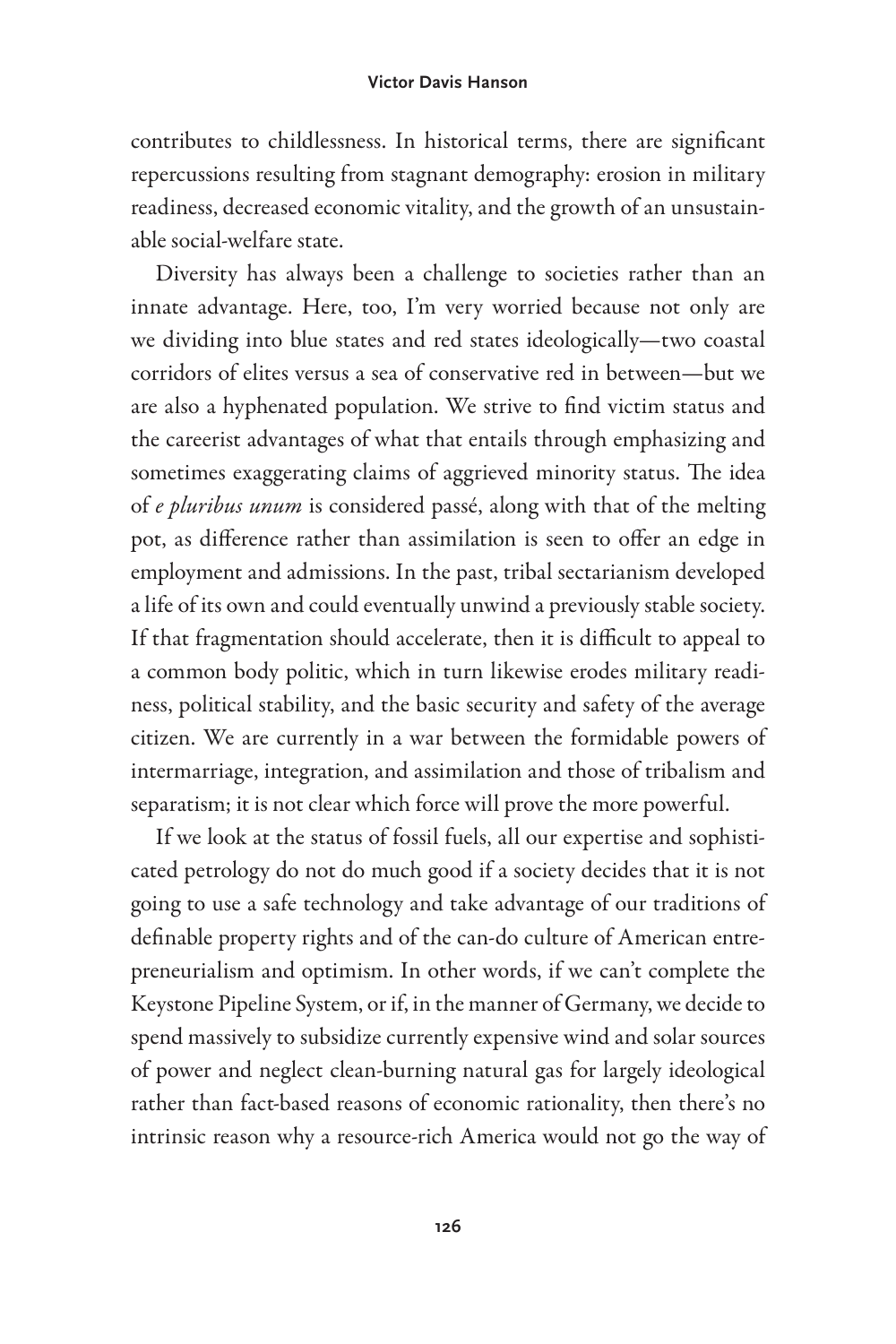contributes to childlessness. In historical terms, there are significant repercussions resulting from stagnant demography: erosion in military readiness, decreased economic vitality, and the growth of an unsustainable social-welfare state.

Diversity has always been a challenge to societies rather than an innate advantage. Here, too, I'm very worried because not only are we dividing into blue states and red states ideologically—two coastal corridors of elites versus a sea of conservative red in between—but we are also a hyphenated population. We strive to find victim status and the careerist advantages of what that entails through emphasizing and sometimes exaggerating claims of aggrieved minority status. The idea of *e pluribus unum* is considered passé, along with that of the melting pot, as difference rather than assimilation is seen to offer an edge in employment and admissions. In the past, tribal sectarianism developed a life of its own and could eventually unwind a previously stable society. If that fragmentation should accelerate, then it is difficult to appeal to a common body politic, which in turn likewise erodes military readiness, political stability, and the basic security and safety of the average citizen. We are currently in a war between the formidable powers of intermarriage, integration, and assimilation and those of tribalism and separatism; it is not clear which force will prove the more powerful.

If we look at the status of fossil fuels, all our expertise and sophisticated petrology do not do much good if a society decides that it is not going to use a safe technology and take advantage of our traditions of definable property rights and of the can-do culture of American entrepreneurialism and optimism. In other words, if we can't complete the Keystone Pipeline System, or if, in the manner of Germany, we decide to spend massively to subsidize currently expensive wind and solar sources of power and neglect clean-burning natural gas for largely ideological rather than fact-based reasons of economic rationality, then there's no intrinsic reason why a resource-rich America would not go the way of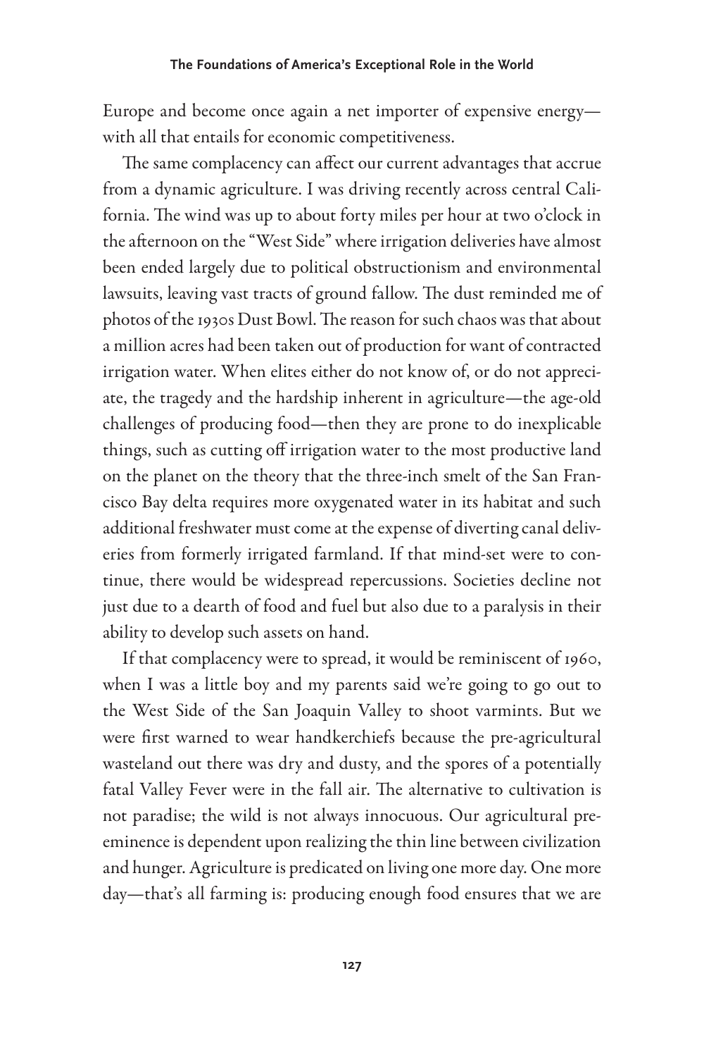Europe and become once again a net importer of expensive energy—with all that entails for economic competitiveness.

The same complacency can affect our current advantages that accrue from a dynamic agriculture. I was driving recently across central California. The wind was up to about forty miles per hour at two o'clock in the afternoon on the "West Side" where irrigation deliveries have almost been ended largely due to political obstructionism and environmental lawsuits, leaving vast tracts of ground fallow. The dust reminded me of photos of the 1930s Dust Bowl. The reason for such chaos was that about a million acres had been taken out of production for want of contracted irrigation water. When elites either do not know of, or do not appreciate, the tragedy and the hardship inherent in agriculture—the age-old challenges of producing food—then they are prone to do inexplicable things, such as cutting off irrigation water to the most productive land on the planet on the theory that the three-inch smelt of the San Francisco Bay delta requires more oxygenated water in its habitat and such additional freshwater must come at the expense of diverting canal deliveries from formerly irrigated farmland. If that mind-set were to continue, there would be widespread repercussions. Societies decline not just due to a dearth of food and fuel but also due to a paralysis in their ability to develop such assets on hand.

If that complacency were to spread, it would be reminiscent of 1960, when I was a little boy and my parents said we're going to go out to the West Side of the San Joaquin Valley to shoot varmints. But we were first warned to wear handkerchiefs because the pre-agricultural wasteland out there was dry and dusty, and the spores of a potentially fatal Valley Fever were in the fall air. The alternative to cultivation is not paradise; the wild is not always innocuous. Our agricultural preeminence is dependent upon realizing the thin line between civilization and hunger. Agriculture is predicated on living one more day. One more day—that's all farming is: producing enough food ensures that we are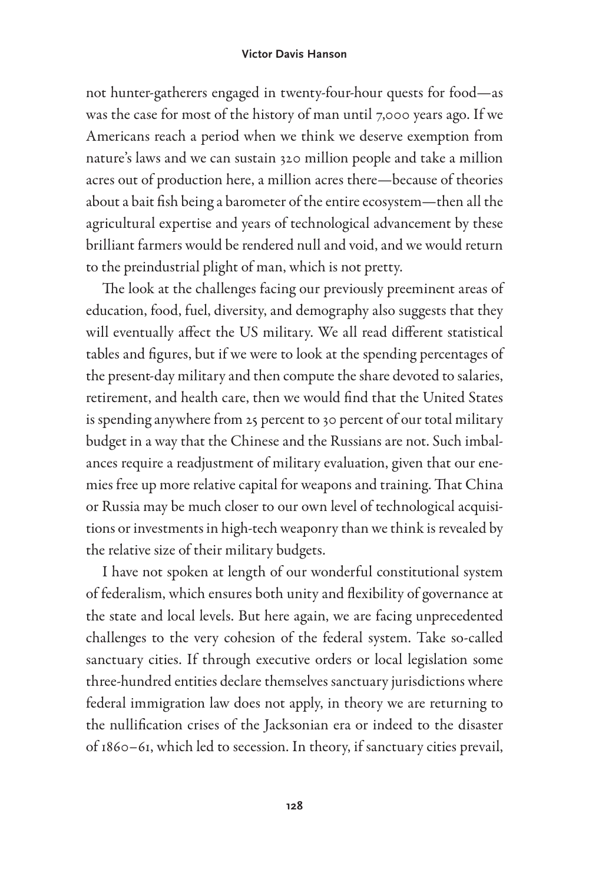not hunter-gatherers engaged in twenty-four-hour quests for food—as was the case for most of the history of man until 7,000 years ago. If we Americans reach a period when we think we deserve exemption from nature's laws and we can sustain 320 million people and take a million acres out of production here, a million acres there—because of theories about a bait fish being a barometer of the entire ecosystem—then all the agricultural expertise and years of technological advancement by these brilliant farmers would be rendered null and void, and we would return to the preindustrial plight of man, which is not pretty.

The look at the challenges facing our previously preeminent areas of education, food, fuel, diversity, and demography also suggests that they will eventually affect the US military. We all read different statistical tables and figures, but if we were to look at the spending percentages of the present-day military and then compute the share devoted to salaries, retirement, and health care, then we would find that the United States is spending anywhere from 25 percent to 30 percent of our total military budget in a way that the Chinese and the Russians are not. Such imbalances require a readjustment of military evaluation, given that our enemies free up more relative capital for weapons and training. That China or Russia may be much closer to our own level of technological acquisitions or investments in high-tech weaponry than we think is revealed by the relative size of their military budgets.

I have not spoken at length of our wonderful constitutional system of federalism, which ensures both unity and flexibility of governance at the state and local levels. But here again, we are facing unprecedented challenges to the very cohesion of the federal system. Take so-called sanctuary cities. If through executive orders or local legislation some three-hundred entities declare themselves sanctuary jurisdictions where federal immigration law does not apply, in theory we are returning to the nullification crises of the Jacksonian era or indeed to the disaster of 1860–61, which led to secession. In theory, if sanctuary cities prevail,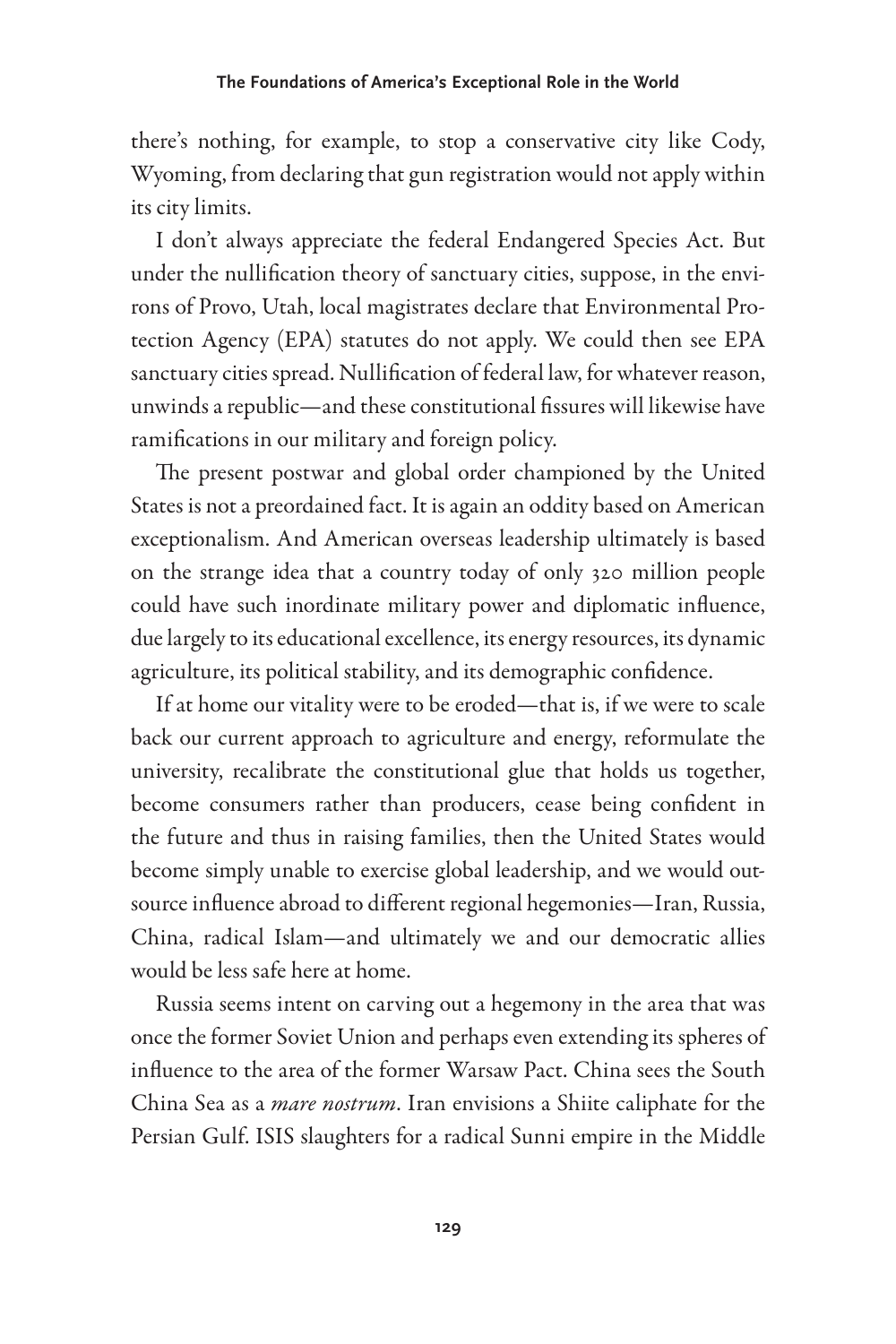there's nothing, for example, to stop a conservative city like Cody, Wyoming, from declaring that gun registration would not apply within its city limits.

I don't always appreciate the federal Endangered Species Act. But under the nullification theory of sanctuary cities, suppose, in the environs of Provo, Utah, local magistrates declare that Environmental Protection Agency (EPA) statutes do not apply. We could then see EPA sanctuary cities spread. Nullification of federal law, for whatever reason, unwinds a republic—and these constitutional fissures will likewise have ramifications in our military and foreign policy.

The present postwar and global order championed by the United States is not a preordained fact. It is again an oddity based on American exceptionalism. And American overseas leadership ultimately is based on the strange idea that a country today of only 320 million people could have such inordinate military power and diplomatic influence, due largely to its educational excellence, its energy resources, its dynamic agriculture, its political stability, and its demographic confidence.

If at home our vitality were to be eroded—that is, if we were to scale back our current approach to agriculture and energy, reformulate the university, recalibrate the constitutional glue that holds us together, become consumers rather than producers, cease being confident in the future and thus in raising families, then the United States would become simply unable to exercise global leadership, and we would outsource influence abroad to different regional hegemonies—Iran, Russia, China, radical Islam—and ultimately we and our democratic allies would be less safe here at home.

Russia seems intent on carving out a hegemony in the area that was once the former Soviet Union and perhaps even extending its spheres of influence to the area of the former Warsaw Pact. China sees the South China Sea as a *mare nostrum*. Iran envisions a Shiite caliphate for the Persian Gulf. ISIS slaughters for a radical Sunni empire in the Middle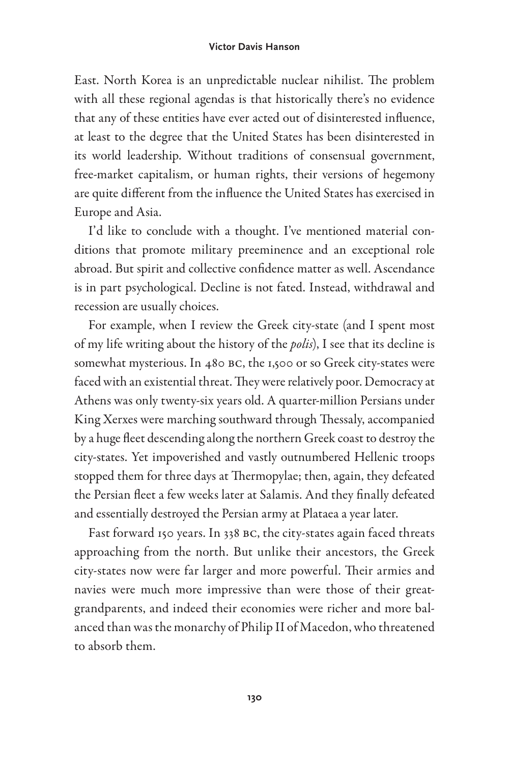East. North Korea is an unpredictable nuclear nihilist. The problem with all these regional agendas is that historically there's no evidence that any of these entities have ever acted out of disinterested influence, at least to the degree that the United States has been disinterested in its world leadership. Without traditions of consensual government, free-market capitalism, or human rights, their versions of hegemony are quite different from the influence the United States has exercised in Europe and Asia.

I'd like to conclude with a thought. I've mentioned material conditions that promote military preeminence and an exceptional role abroad. But spirit and collective confidence matter as well. Ascendance is in part psychological. Decline is not fated. Instead, withdrawal and recession are usually choices.

For example, when I review the Greek city-state (and I spent most of my life writing about the history of the *polis*), I see that its decline is somewhat mysterious. In 480 BC, the 1,500 or so Greek city-states were faced with an existential threat. They were relatively poor. Democracy at Athens was only twenty-six years old. A quarter-million Persians under King Xerxes were marching southward through Thessaly, accompanied by a huge fleet descending along the northern Greek coast to destroy the city-states. Yet impoverished and vastly outnumbered Hellenic troops stopped them for three days at Thermopylae; then, again, they defeated the Persian fleet a few weeks later at Salamis. And they finally defeated and essentially destroyed the Persian army at Plataea a year later.

Fast forward 150 years. In 338 BC, the city-states again faced threats approaching from the north. But unlike their ancestors, the Greek city-states now were far larger and more powerful. Their armies and navies were much more impressive than were those of their great-grandparents, and indeed their economies were richer and more balanced than was the monarchy of Philip II of Macedon, who threatened to absorb them.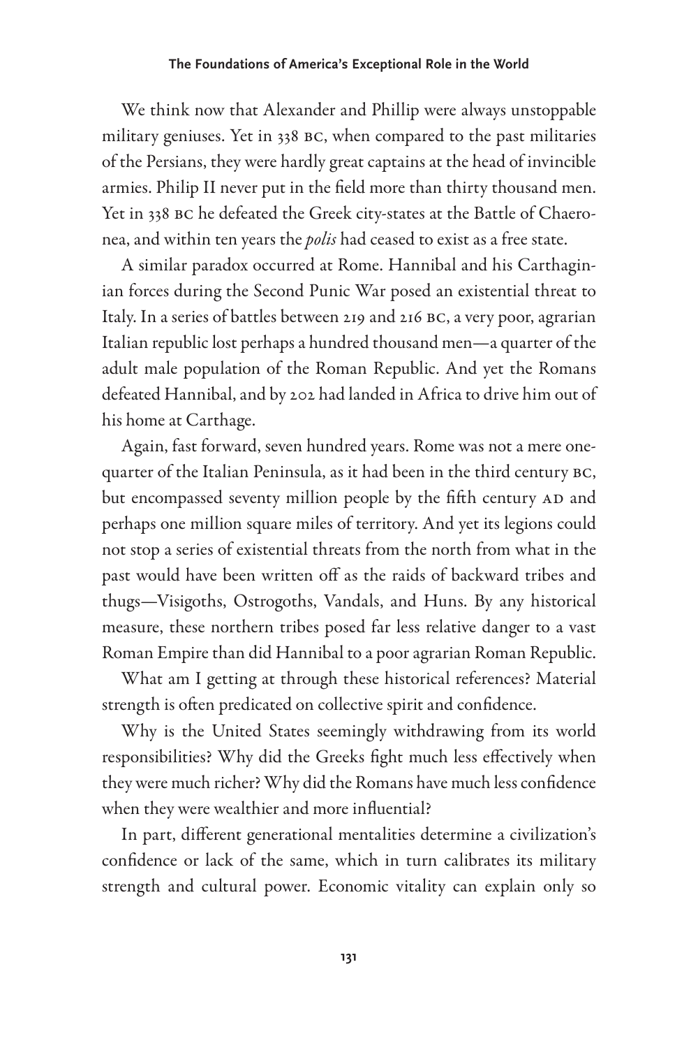We think now that Alexander and Phillip were always unstoppable military geniuses. Yet in 338 BC, when compared to the past militaries of the Persians, they were hardly great captains at the head of invincible armies. Philip II never put in the field more than thirty thousand men. Yet in 338 BC he defeated the Greek city-states at the Battle of Chaeronea, and within ten years the *polis* had ceased to exist as a free state.

A similar paradox occurred at Rome. Hannibal and his Carthaginian forces during the Second Punic War posed an existential threat to Italy. In a series of battles between 219 and 216 BC, a very poor, agrarian Italian republic lost perhaps a hundred thousand men—a quarter of the adult male population of the Roman Republic. And yet the Romans defeated Hannibal, and by 202 had landed in Africa to drive him out of his home at Carthage.

Again, fast forward, seven hundred years. Rome was not a mere one-quarter of the Italian Peninsula, as it had been in the third century BC, but encompassed seventy million people by the fifth century AD and perhaps one million square miles of territory. And yet its legions could not stop a series of existential threats from the north from what in the past would have been written off as the raids of backward tribes and thugs—Visigoths, Ostrogoths, Vandals, and Huns. By any historical measure, these northern tribes posed far less relative danger to a vast Roman Empire than did Hannibal to a poor agrarian Roman Republic.

What am I getting at through these historical references? Material strength is often predicated on collective spirit and confidence.

Why is the United States seemingly withdrawing from its world responsibilities? Why did the Greeks fight much less effectively when they were much richer? Why did the Romans have much less confidence when they were wealthier and more influential?

In part, different generational mentalities determine a civilization's confidence or lack of the same, which in turn calibrates its military strength and cultural power. Economic vitality can explain only so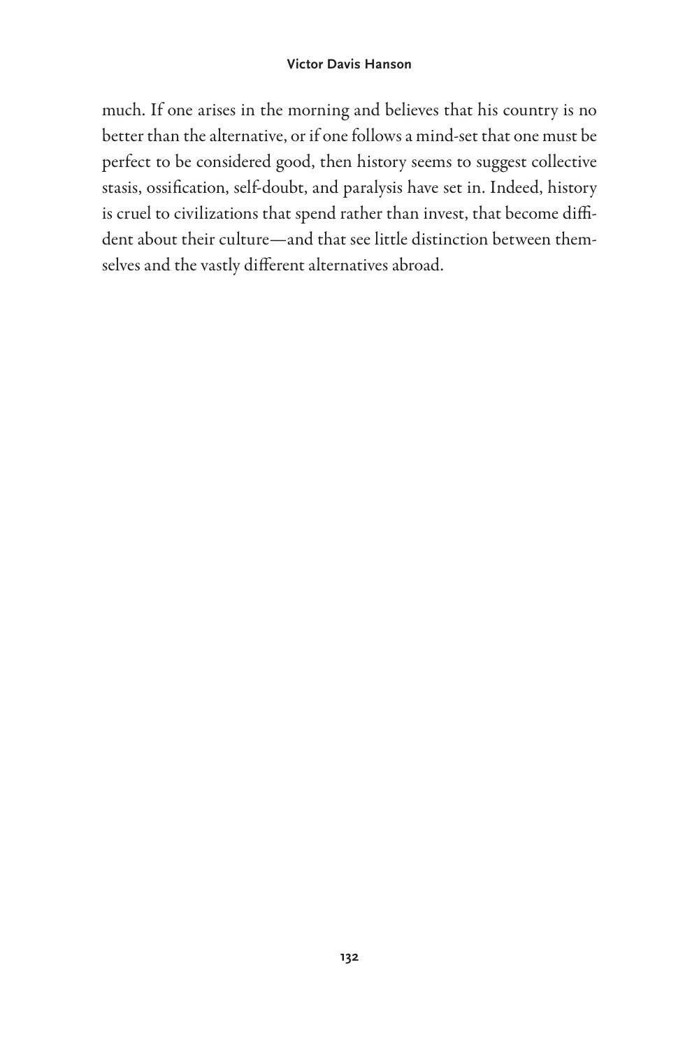much. If one arises in the morning and believes that his country is no better than the alternative, or if one follows a mind-set that one must be perfect to be considered good, then history seems to suggest collective stasis, ossification, self-doubt, and paralysis have set in. Indeed, history is cruel to civilizations that spend rather than invest, that become diffident about their culture—and that see little distinction between themselves and the vastly different alternatives abroad.